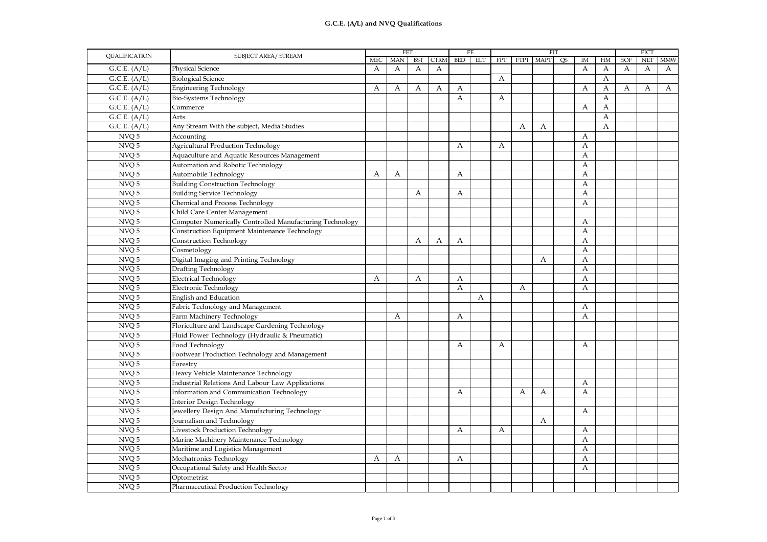# G.C.E. (A/L) and NVQ Qualifications

| QUALIFICATION | SUBJECT AREA/ STREAM | FET | | | | FE | | FIT | | | | | | FICT | | |
|---|---|---|---|---|---|---|---|---|---|---|---|---|---|---|---|---|
| | | MEC | MAN | BST | CTRM | BED | ELT | FPT | FTPT | MAPT | QS | IM | HM | SOF | NET | MMW |
| G.C.E. (A/L) | Physical Science | A | A | A | A | | | | | | | A | A | A | A | A |
| G.C.E. (A/L) | Biological Science | | | | | | | A | | | | | A | | | |
| G.C.E. (A/L) | Engineering Technology | A | A | A | A | A | | | | | | A | A | A | A | A |
| G.C.E. (A/L) | Bio-Systems Technology | | | | | A | | A | | | | | A | | | |
| G.C.E. (A/L) | Commerce | | | | | | | | | | | A | A | | | |
| G.C.E. (A/L) | Arts | | | | | | | | | | | | A | | | |
| G.C.E. (A/L) | Any Stream With the subject, Media Studies | | | | | | | | A | A | | | A | | | |
| NVQ 5 | Accounting | | | | | | | | | | | A | | | | |
| NVQ 5 | Agricultural Production Technology | | | | | A | | A | | | | A | | | | |
| NVQ 5 | Aquaculture and Aquatic Resources Management | | | | | | | | | | | A | | | | |
| NVQ 5 | Automation and Robotic Technology | | | | | | | | | | | A | | | | |
| NVQ 5 | Automobile Technology | A | A | | | A | | | | | | A | | | | |
| NVQ 5 | Building Construction Technology | | | | | | | | | | | A | | | | |
| NVQ 5 | Building Service Technology | | | A | | A | | | | | | A | | | | |
| NVQ 5 | Chemical and Process Technology | | | | | | | | | | | A | | | | |
| NVQ 5 | Child Care Center Management | | | | | | | | | | | | | | | |
| NVQ 5 | Computer Numerically Controlled Manufacturing Technology | | | | | | | | | | | A | | | | |
| NVQ 5 | Construction Equipment Maintenance Technology | | | | | | | | | | | A | | | | |
| NVQ 5 | Construction Technology | | | A | A | A | | | | | | A | | | | |
| NVQ 5 | Cosmetology | | | | | | | | | | | A | | | | |
| NVQ 5 | Digital Imaging and Printing Technology | | | | | | | | | A | | A | | | | |
| NVQ 5 | Drafting Technology | | | | | | | | | | | A | | | | |
| NVQ 5 | Electrical Technology | A | | A | | A | | | | | | A | | | | |
| NVQ 5 | Electronic Technology | | | | | A | | | A | | | A | | | | |
| NVQ 5 | English and Education | | | | | | A | | | | | | | | | |
| NVQ 5 | Fabric Technology and Management | | | | | | | | | | | A | | | | |
| NVQ 5 | Farm Machinery Technology | | A | | | A | | | | | | A | | | | |
| NVQ 5 | Floriculture and Landscape Gardening Technology | | | | | | | | | | | | | | | |
| NVQ 5 | Fluid Power Technology (Hydraulic & Pneumatic) | | | | | | | | | | | | | | | |
| NVQ 5 | Food Technology | | | | | A | | A | | | | A | | | | |
| NVQ 5 | Footwear Production Technology and Management | | | | | | | | | | | | | | | |
| NVQ 5 | Forestry | | | | | | | | | | | | | | | |
| NVQ 5 | Heavy Vehicle Maintenance Technology | | | | | | | | | | | | | | | |
| NVQ 5 | Industrial Relations And Labour Law Applications | | | | | | | | | | | A | | | | |
| NVQ 5 | Information and Communication Technology | | | | | A | | | A | A | | A | | | | |
| NVQ 5 | Interior Design Technology | | | | | | | | | | | | | | | |
| NVQ 5 | Jewellery Design And Manufacturing Technology | | | | | | | | | | | A | | | | |
| NVQ 5 | Journalism and Technology | | | | | | | | | A | | | | | | |
| NVQ 5 | Livestock Production Technology | | | | | A | | A | | | | A | | | | |
| NVQ 5 | Marine Machinery Maintenance Technology | | | | | | | | | | | A | | | | |
| NVQ 5 | Maritime and Logistics Management | | | | | | | | | | | A | | | | |
| NVQ 5 | Mechatronics Technology | A | A | | | A | | | | | | A | | | | |
| NVQ 5 | Occupational Safety and Health Sector | | | | | | | | | | | A | | | | |
| NVQ 5 | Optometrist | | | | | | | | | | | | | | | |
| NVQ 5 | Pharmaceutical Production Technology | | | | | | | | | | | | | | | |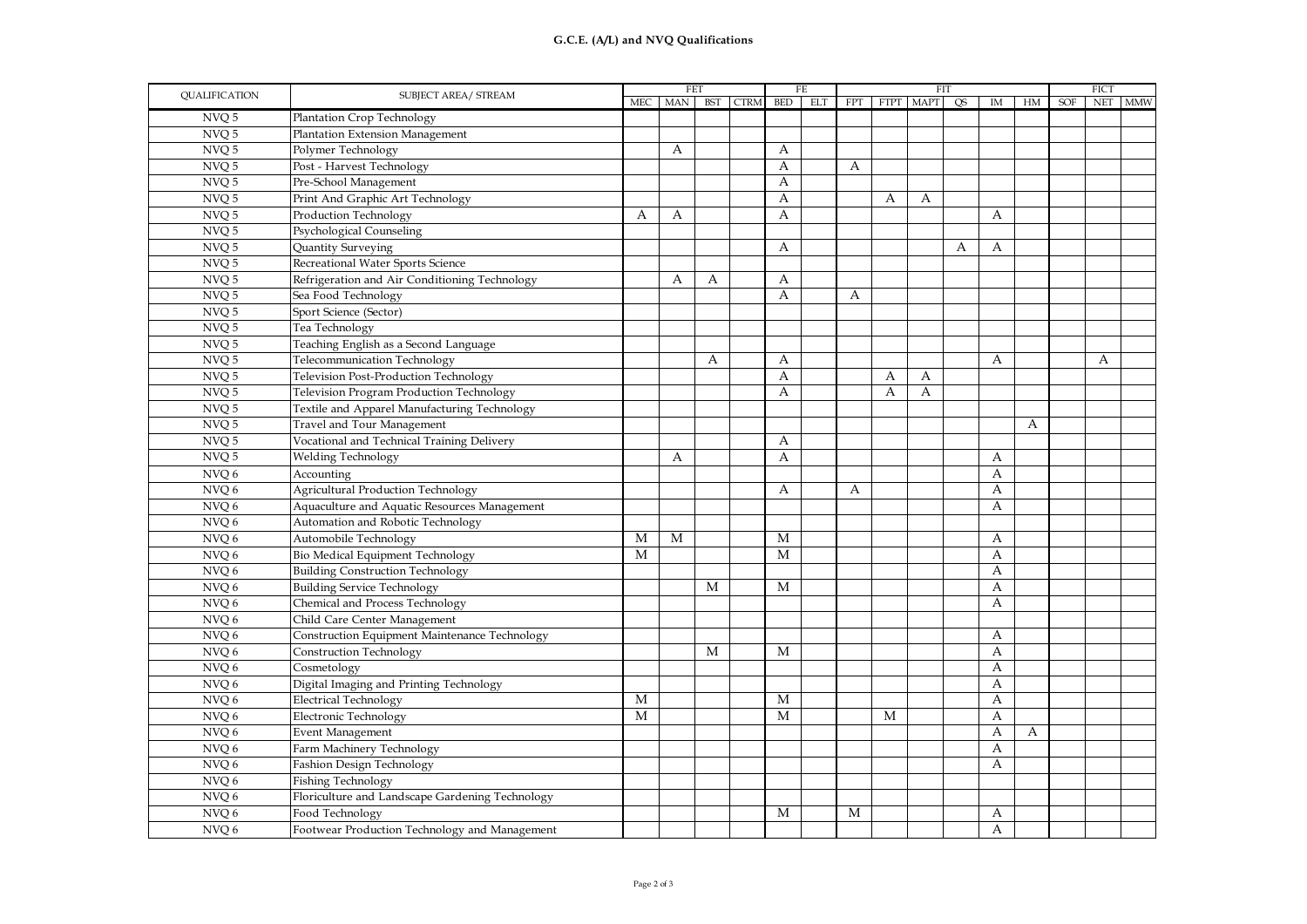## G.C.E. (A/L) and NVQ Qualifications

| QUALIFICATION | SUBJECT AREA/ STREAM | FET | | | | FE | | FIT | | | | | | FICT | | |
|---|---|---|---|---|---|---|---|---|---|---|---|---|---|---|---|---|
| | | MEC | MAN | BST | CTRM | BED | ELT | FPT | FTPT | MAPT | QS | IM | HM | SOF | NET | MMW |
| NVQ 5 | Plantation Crop Technology | | | | | | | | | | | | | | | |
| NVQ 5 | Plantation Extension Management | | | | | | | | | | | | | | | |
| NVQ 5 | Polymer Technology | | A | | | A | | | | | | | | | | |
| NVQ 5 | Post - Harvest Technology | | | | | A | | A | | | | | | | | |
| NVQ 5 | Pre-School Management | | | | | A | | | | | | | | | | |
| NVQ 5 | Print And Graphic Art Technology | | | | | A | | | A | A | | | | | | |
| NVQ 5 | Production Technology | A | A | | | A | | | | | | A | | | | |
| NVQ 5 | Psychological Counseling | | | | | | | | | | | | | | | |
| NVQ 5 | Quantity Surveying | | | | | A | | | | | A | A | | | | |
| NVQ 5 | Recreational Water Sports Science | | | | | | | | | | | | | | | |
| NVQ 5 | Refrigeration and Air Conditioning Technology | | A | A | | A | | | | | | | | | | |
| NVQ 5 | Sea Food Technology | | | | | A | | A | | | | | | | | |
| NVQ 5 | Sport Science (Sector) | | | | | | | | | | | | | | | |
| NVQ 5 | Tea Technology | | | | | | | | | | | | | | | |
| NVQ 5 | Teaching English as a Second Language | | | | | | | | | | | | | | | |
| NVQ 5 | Telecommunication Technology | | | A | | A | | | | | | A | | | A | |
| NVQ 5 | Television Post-Production Technology | | | | | A | | | A | A | | | | | | |
| NVQ 5 | Television Program Production Technology | | | | | A | | | A | A | | | | | | |
| NVQ 5 | Textile and Apparel Manufacturing Technology | | | | | | | | | | | | | | | |
| NVQ 5 | Travel and Tour Management | | | | | | | | | | | | A | | | |
| NVQ 5 | Vocational and Technical Training Delivery | | | | | A | | | | | | | | | | |
| NVQ 5 | Welding Technology | | A | | | A | | | | | | A | | | | |
| NVQ 6 | Accounting | | | | | | | | | | | A | | | | |
| NVQ 6 | Agricultural Production Technology | | | | | A | | A | | | | A | | | | |
| NVQ 6 | Aquaculture and Aquatic Resources Management | | | | | | | | | | | A | | | | |
| NVQ 6 | Automation and Robotic Technology | | | | | | | | | | | | | | | |
| NVQ 6 | Automobile Technology | M | M | | | M | | | | | | A | | | | |
| NVQ 6 | Bio Medical Equipment Technology | M | | | | M | | | | | | A | | | | |
| NVQ 6 | Building Construction Technology | | | | | | | | | | | A | | | | |
| NVQ 6 | Building Service Technology | | | M | | M | | | | | | A | | | | |
| NVQ 6 | Chemical and Process Technology | | | | | | | | | | | A | | | | |
| NVQ 6 | Child Care Center Management | | | | | | | | | | | | | | | |
| NVQ 6 | Construction Equipment Maintenance Technology | | | | | | | | | | | A | | | | |
| NVQ 6 | Construction Technology | | | M | | M | | | | | | A | | | | |
| NVQ 6 | Cosmetology | | | | | | | | | | | A | | | | |
| NVQ 6 | Digital Imaging and Printing Technology | | | | | | | | | | | A | | | | |
| NVQ 6 | Electrical Technology | M | | | | M | | | | | | A | | | | |
| NVQ 6 | Electronic Technology | M | | | | M | | | M | | | A | | | | |
| NVQ 6 | Event Management | | | | | | | | | | | A | A | | | |
| NVQ 6 | Farm Machinery Technology | | | | | | | | | | | A | | | | |
| NVQ 6 | Fashion Design Technology | | | | | | | | | | | A | | | | |
| NVQ 6 | Fishing Technology | | | | | | | | | | | | | | | |
| NVQ 6 | Floriculture and Landscape Gardening Technology | | | | | | | | | | | | | | | |
| NVQ 6 | Food Technology | | | | | M | | M | | | | A | | | | |
| NVQ 6 | Footwear Production Technology and Management | | | | | | | | | | | A | | | | |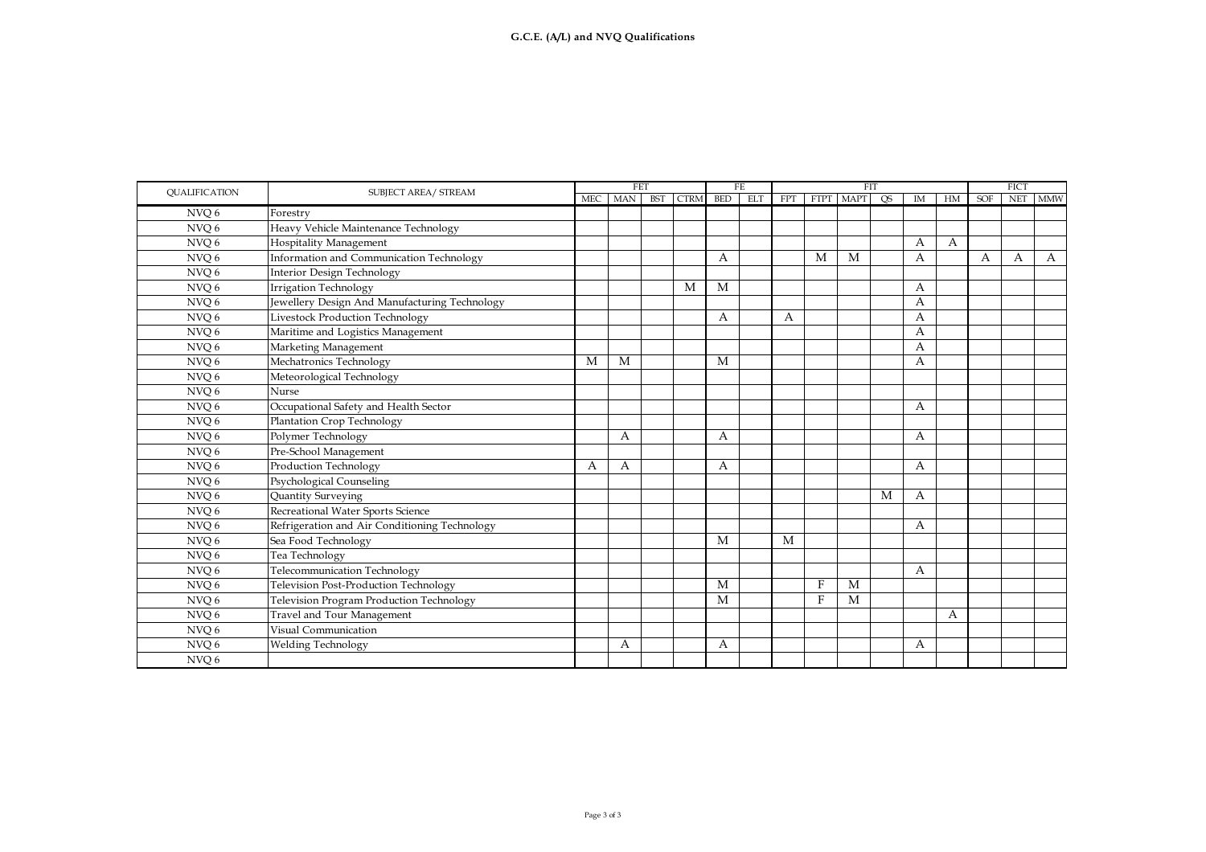# G.C.E. (A/L) and NVQ Qualifications

| QUALIFICATION | SUBJECT AREA/ STREAM | FET | | | | FE | | FIT | | | | | | FICT | | |
|---|---|---|---|---|---|---|---|---|---|---|---|---|---|---|---|---|
| | | MEC | MAN | BST | CTRM | BED | ELT | FPT | FTPT | MAPT | QS | IM | HM | SOF | NET | MMW |
| NVQ 6 | Forestry | | | | | | | | | | | | | | | |
| NVQ 6 | Heavy Vehicle Maintenance Technology | | | | | | | | | | | | | | | |
| NVQ 6 | Hospitality Management | | | | | | | | | | | A | A | | | |
| NVQ 6 | Information and Communication Technology | | | | | A | | | M | M | | A | | A | A | A |
| NVQ 6 | Interior Design Technology | | | | | | | | | | | | | | | |
| NVQ 6 | Irrigation Technology | | | | M | M | | | | | | A | | | | |
| NVQ 6 | Jewellery Design And Manufacturing Technology | | | | | | | | | | | A | | | | |
| NVQ 6 | Livestock Production Technology | | | | | A | | A | | | | A | | | | |
| NVQ 6 | Maritime and Logistics Management | | | | | | | | | | | A | | | | |
| NVQ 6 | Marketing Management | | | | | | | | | | | A | | | | |
| NVQ 6 | Mechatronics Technology | M | M | | | M | | | | | | A | | | | |
| NVQ 6 | Meteorological Technology | | | | | | | | | | | | | | | |
| NVQ 6 | Nurse | | | | | | | | | | | | | | | |
| NVQ 6 | Occupational Safety and Health Sector | | | | | | | | | | | A | | | | |
| NVQ 6 | Plantation Crop Technology | | | | | | | | | | | | | | | |
| NVQ 6 | Polymer Technology | | A | | | A | | | | | | A | | | | |
| NVQ 6 | Pre-School Management | | | | | | | | | | | | | | | |
| NVQ 6 | Production Technology | A | A | | | A | | | | | | A | | | | |
| NVQ 6 | Psychological Counseling | | | | | | | | | | | | | | | |
| NVQ 6 | Quantity Surveying | | | | | | | | | | M | A | | | | |
| NVQ 6 | Recreational Water Sports Science | | | | | | | | | | | | | | | |
| NVQ 6 | Refrigeration and Air Conditioning Technology | | | | | | | | | | | A | | | | |
| NVQ 6 | Sea Food Technology | | | | | M | | M | | | | | | | | |
| NVQ 6 | Tea Technology | | | | | | | | | | | | | | | |
| NVQ 6 | Telecommunication Technology | | | | | | | | | | | A | | | | |
| NVQ 6 | Television Post-Production Technology | | | | | M | | | F | M | | | | | | |
| NVQ 6 | Television Program Production Technology | | | | | M | | | F | M | | | | | | |
| NVQ 6 | Travel and Tour Management | | | | | | | | | | | | A | | | |
| NVQ 6 | Visual Communication | | | | | | | | | | | | | | | |
| NVQ 6 | Welding Technology | | A | | | A | | | | | | A | | | | |
| NVQ 6 | | | | | | | | | | | | | | | | |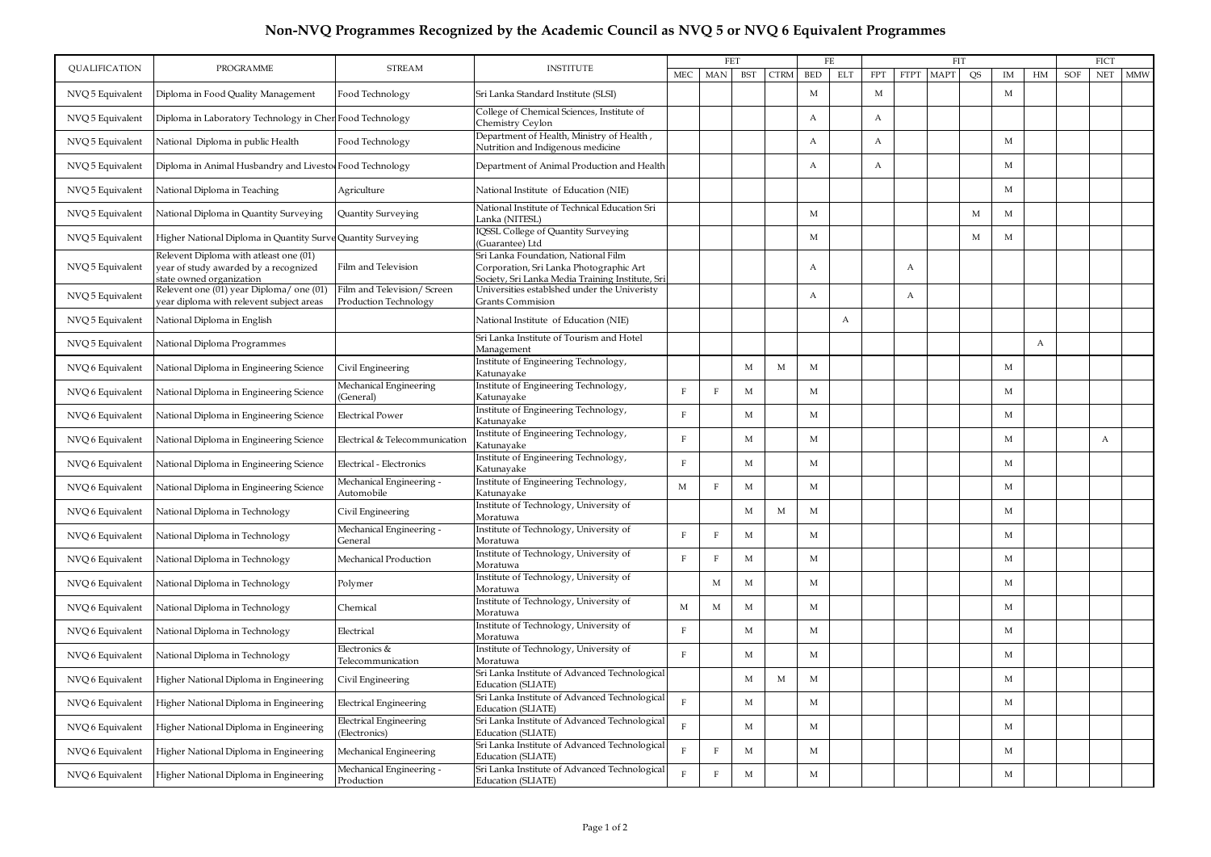# Non-NVQ Programmes Recognized by the Academic Council as NVQ 5 or NVQ 6 Equivalent Programmes

| QUALIFICATION | PROGRAMME | STREAM | INSTITUTE | FET | | | | FE | | FIT | | | | | | FICT | | |
|---|---|---|---|---|---|---|---|---|---|---|---|---|---|---|---|---|---|---|
| | | | | MEC | MAN | BST | CTRM | BED | ELT | FPT | FTPT | MAPT | QS | IM | HM | SOF | NET | MMW |
| NVQ 5 Equivalent | Diploma in Food Quality Management | Food Technology | Sri Lanka Standard Institute (SLSI) | | | | | M | | M | | | | M | | | | |
| NVQ 5 Equivalent | Diploma in Laboratory Technology in Cher | Food Technology | College of Chemical Sciences, Institute of Chemistry Ceylon | | | | | A | | A | | | | | | | | |
| NVQ 5 Equivalent | National Diploma in public Health | Food Technology | Department of Health, Ministry of Health , Nutrition and Indigenous medicine | | | | | A | | A | | | | M | | | | |
| NVQ 5 Equivalent | Diploma in Animal Husbandry and Livesto | Food Technology | Department of Animal Production and Health | | | | | A | | A | | | | M | | | | |
| NVQ 5 Equivalent | National Diploma in Teaching | Agriculture | National Institute of Education (NIE) | | | | | | | | | | | M | | | | |
| NVQ 5 Equivalent | National Diploma in Quantity Surveying | Quantity Surveying | National Institute of Technical Education Sri Lanka (NITESL) | | | | | M | | | | | M | M | | | | |
| NVQ 5 Equivalent | Higher National Diploma in Quantity Surve | Quantity Surveying | IQSSL College of Quantity Surveying (Guarantee) Ltd | | | | | M | | | | | M | M | | | | |
| NVQ 5 Equivalent | Relevent Diploma with atleast one (01) year of study awarded by a recognized state owned organization | Film and Television | Sri Lanka Foundation, National Film Corporation, Sri Lanka Photographic Art Society, Sri Lanka Media Training Institute, Sri | | | | | A | | | A | | | | | | | |
| NVQ 5 Equivalent | Relevent one (01) year Diploma/ one (01) year diploma with relevent subject areas | Film and Television/ Screen Production Technology | Universities establshed under the Univeristy Grants Commision | | | | | A | | | A | | | | | | | |
| NVQ 5 Equivalent | National Diploma in English | | National Institute of Education (NIE) | | | | | | A | | | | | | | | | |
| NVQ 5 Equivalent | National Diploma Programmes | | Sri Lanka Institute of Tourism and Hotel Management | | | | | | | | | | | | A | | | |
| NVQ 6 Equivalent | National Diploma in Engineering Science | Civil Engineering | Institute of Engineering Technology, Katunayake | | | M | M | M | | | | | | M | | | | |
| NVQ 6 Equivalent | National Diploma in Engineering Science | Mechanical Engineering (General) | Institute of Engineering Technology, Katunayake | F | F | M | | M | | | | | | M | | | | |
| NVQ 6 Equivalent | National Diploma in Engineering Science | Electrical Power | Institute of Engineering Technology, Katunayake | F | | M | | M | | | | | | M | | | | |
| NVQ 6 Equivalent | National Diploma in Engineering Science | Electrical & Telecommunication | Institute of Engineering Technology, Katunayake | F | | M | | M | | | | | | M | | | A | |
| NVQ 6 Equivalent | National Diploma in Engineering Science | Electrical - Electronics | Institute of Engineering Technology, Katunayake | F | | M | | M | | | | | | M | | | | |
| NVQ 6 Equivalent | National Diploma in Engineering Science | Mechanical Engineering - Automobile | Institute of Engineering Technology, Katunayake | M | F | M | | M | | | | | | M | | | | |
| NVQ 6 Equivalent | National Diploma in Technology | Civil Engineering | Institute of Technology, University of Moratuwa | | | M | M | M | | | | | | M | | | | |
| NVQ 6 Equivalent | National Diploma in Technology | Mechanical Engineering - General | Institute of Technology, University of Moratuwa | F | F | M | | M | | | | | | M | | | | |
| NVQ 6 Equivalent | National Diploma in Technology | Mechanical Production | Institute of Technology, University of Moratuwa | F | F | M | | M | | | | | | M | | | | |
| NVQ 6 Equivalent | National Diploma in Technology | Polymer | Institute of Technology, University of Moratuwa | | M | M | | M | | | | | | M | | | | |
| NVQ 6 Equivalent | National Diploma in Technology | Chemical | Institute of Technology, University of Moratuwa | M | M | M | | M | | | | | | M | | | | |
| NVQ 6 Equivalent | National Diploma in Technology | Electrical | Institute of Technology, University of Moratuwa | F | | M | | M | | | | | | M | | | | |
| NVQ 6 Equivalent | National Diploma in Technology | Electronics & Telecommunication | Institute of Technology, University of Moratuwa | F | | M | | M | | | | | | M | | | | |
| NVQ 6 Equivalent | Higher National Diploma in Engineering | Civil Engineering | Sri Lanka Institute of Advanced Technological Education (SLIATE) | | | M | M | M | | | | | | M | | | | |
| NVQ 6 Equivalent | Higher National Diploma in Engineering | Electrical Engineering | Sri Lanka Institute of Advanced Technological Education (SLIATE) | F | | M | | M | | | | | | M | | | | |
| NVQ 6 Equivalent | Higher National Diploma in Engineering | Electrical Engineering (Electronics) | Sri Lanka Institute of Advanced Technological Education (SLIATE) | F | | M | | M | | | | | | M | | | | |
| NVQ 6 Equivalent | Higher National Diploma in Engineering | Mechanical Engineering | Sri Lanka Institute of Advanced Technological Education (SLIATE) | F | F | M | | M | | | | | | M | | | | |
| NVQ 6 Equivalent | Higher National Diploma in Engineering | Mechanical Engineering - Production | Sri Lanka Institute of Advanced Technological Education (SLIATE) | F | F | M | | M | | | | | | M | | | | |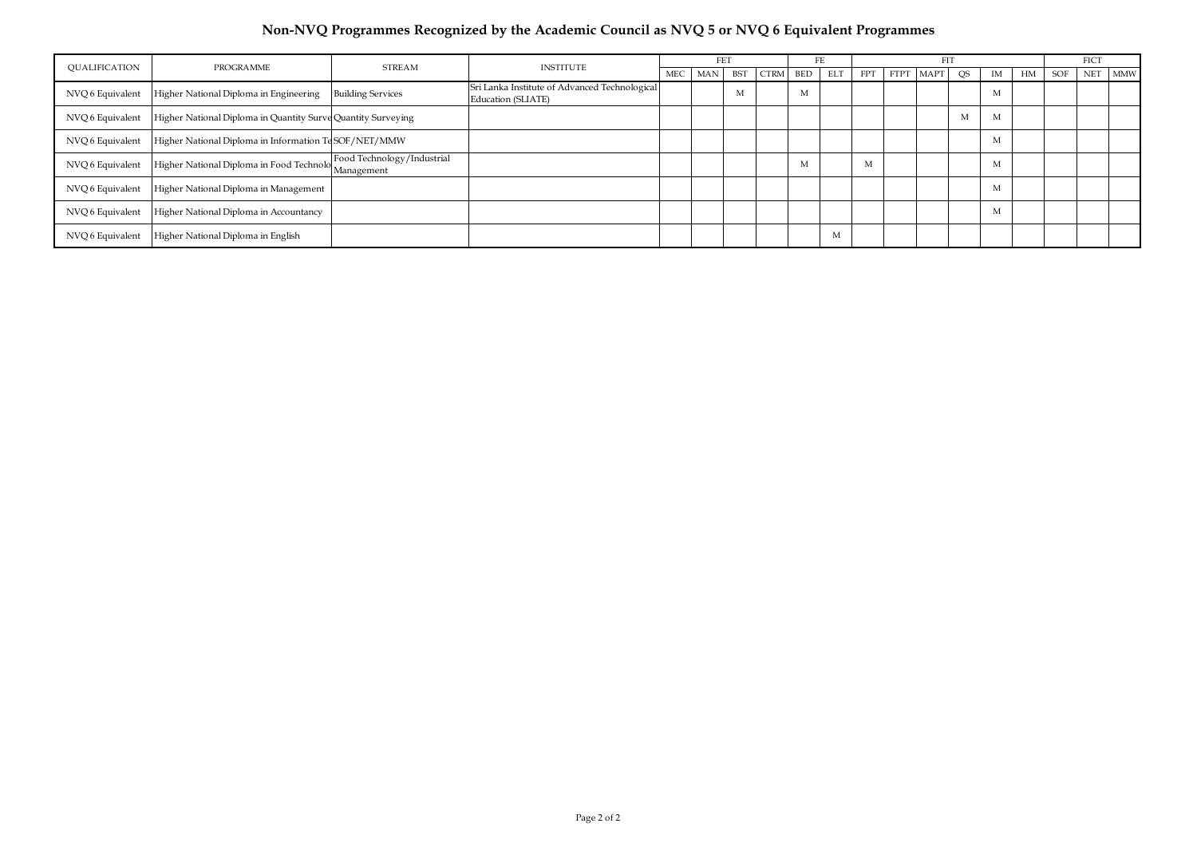## Non-NVQ Programmes Recognized by the Academic Council as NVQ 5 or NVQ 6 Equivalent Programmes

| QUALIFICATION | PROGRAMME | STREAM | INSTITUTE | FET | | | | FE | | FIT | | | | | | FICT | | |
|---|---|---|---|---|---|---|---|---|---|---|---|---|---|---|---|---|---|---|
| | | | | MEC | MAN | BST | CTRM | BED | ELT | FPT | FTPT | MAPT | QS | IM | HM | SOF | NET | MMW |
| NVQ 6 Equivalent | Higher National Diploma in Engineering | Building Services | Sri Lanka Institute of Advanced Technological Education (SLIATE) | | | M | | M | | | | | | M | | | | |
| NVQ 6 Equivalent | Higher National Diploma in Quantity Surve | Quantity Surveying | | | | | | | | | | | M | M | | | | |
| NVQ 6 Equivalent | Higher National Diploma in Information Te | SOF/NET/MMW | | | | | | | | | | | | M | | | | |
| NVQ 6 Equivalent | Higher National Diploma in Food Technolo | Food Technology/Industrial Management | | | | | | M | | M | | | | M | | | | |
| NVQ 6 Equivalent | Higher National Diploma in Management | | | | | | | | | | | | | M | | | | |
| NVQ 6 Equivalent | Higher National Diploma in Accountancy | | | | | | | | | | | | | M | | | | |
| NVQ 6 Equivalent | Higher National Diploma in English | | | | | | | | M | | | | | | | | | |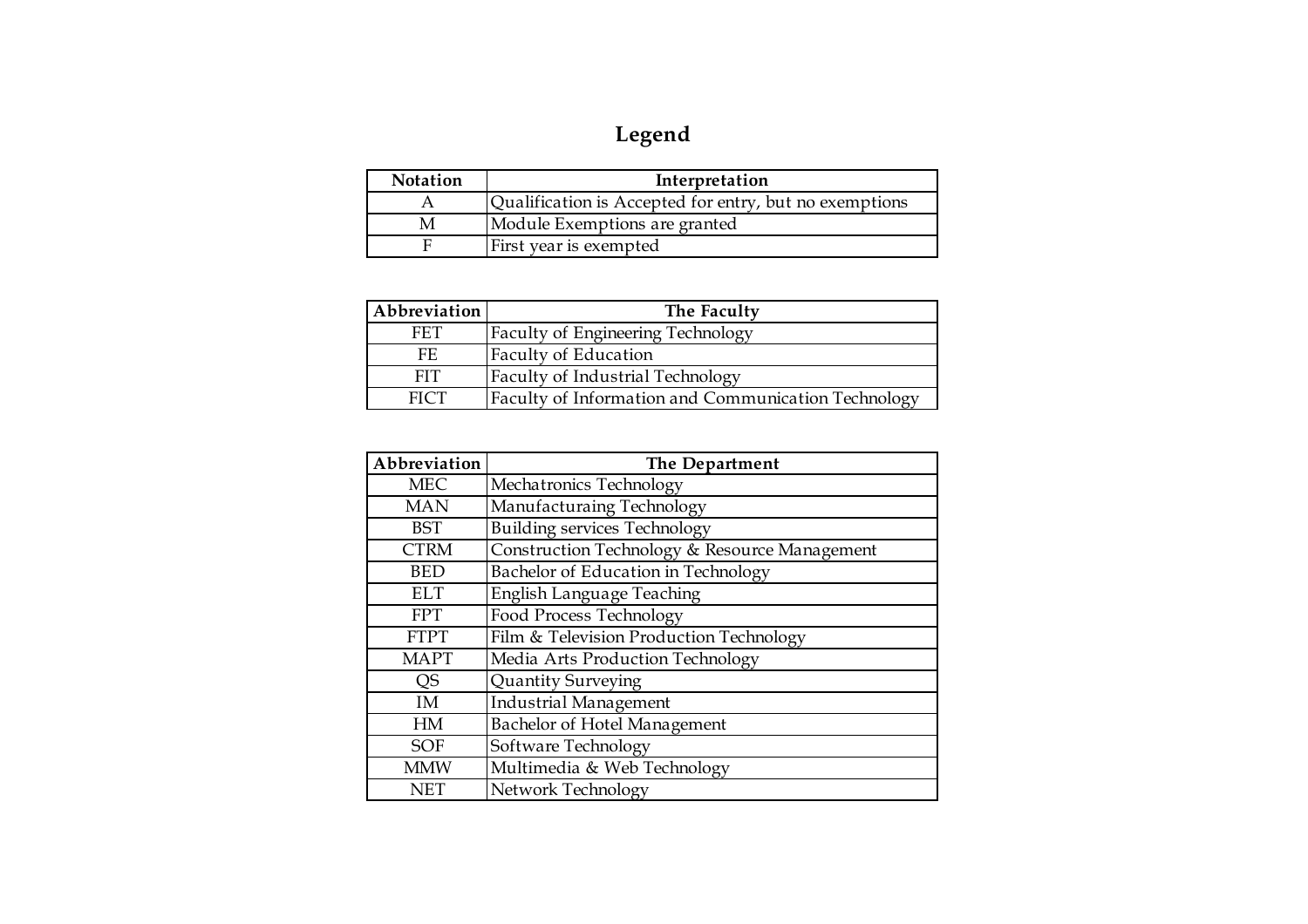# Legend

| Notation | Interpretation |
| --- | --- |
| A | Qualification is Accepted for entry, but no exemptions |
| M | Module Exemptions are granted |
| F | First year is exempted |

| Abbreviation | The Faculty |
| --- | --- |
| FET | Faculty of Engineering Technology |
| FE | Faculty of Education |
| FIT | Faculty of Industrial Technology |
| FICT | Faculty of Information and Communication Technology |

| Abbreviation | The Department |
| --- | --- |
| MEC | Mechatronics Technology |
| MAN | Manufacturaing Technology |
| BST | Building services Technology |
| CTRM | Construction Technology & Resource Management |
| BED | Bachelor of Education in Technology |
| ELT | English Language Teaching |
| FPT | Food Process Technology |
| FTPT | Film & Television Production Technology |
| MAPT | Media Arts Production Technology |
| QS | Quantity Surveying |
| IM | Industrial Management |
| HM | Bachelor of Hotel Management |
| SOF | Software Technology |
| MMW | Multimedia & Web Technology |
| NET | Network Technology |